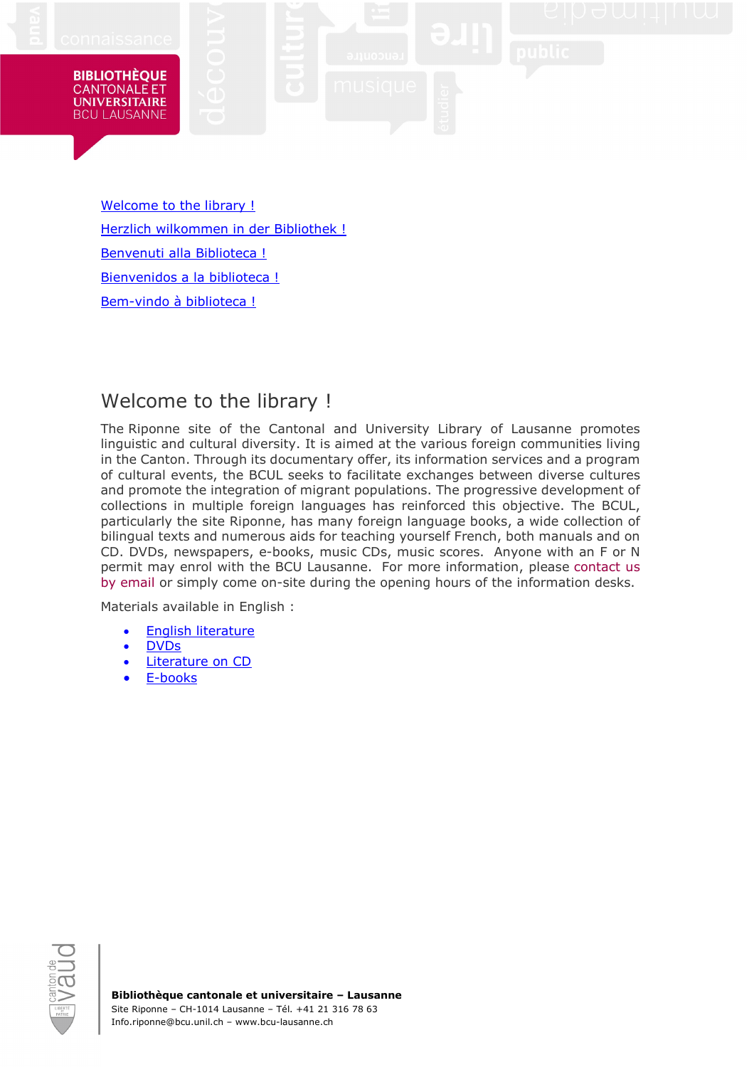BIBLIOTHÈQUE CANTONALE ET UNIVERSITAIRE BCU LAUSANNE

Welcome to the library !

Herzlich wilkommen in der Bibliothek !

Benvenuti alla Biblioteca !

Bienvenidos a la biblioteca !

Bem-vindo à biblioteca !

## Welcome to the library !

The Riponne site of the Cantonal and University Library of Lausanne promotes linguistic and cultural diversity. It is aimed at the various foreign communities living in the Canton. Through its documentary offer, its information services and a program of cultural events, the BCUL seeks to facilitate exchanges between diverse cultures and promote the integration of migrant populations. The progressive development of collections in multiple foreign languages has reinforced this objective. The BCUL, particularly the site Riponne, has many foreign language books, a wide collection of bilingual texts and numerous aids for teaching yourself French, both manuals and on CD. DVDs, newspapers, e-books, music CDs, music scores. Anyone with an F or N permit may enrol with the BCU Lausanne. For more information, please contact us by email or simply come on-site during the opening hours of the information desks.

Materials available in English :

- English literature
- DVDs
- Literature on CD
- E-books

**Bibliothèque cantonale et universitaire – Lausanne**
Site Riponne – CH-1014 Lausanne – Tél. +41 21 316 78 63
Info.riponne@bcu.unil.ch – www.bcu-lausanne.ch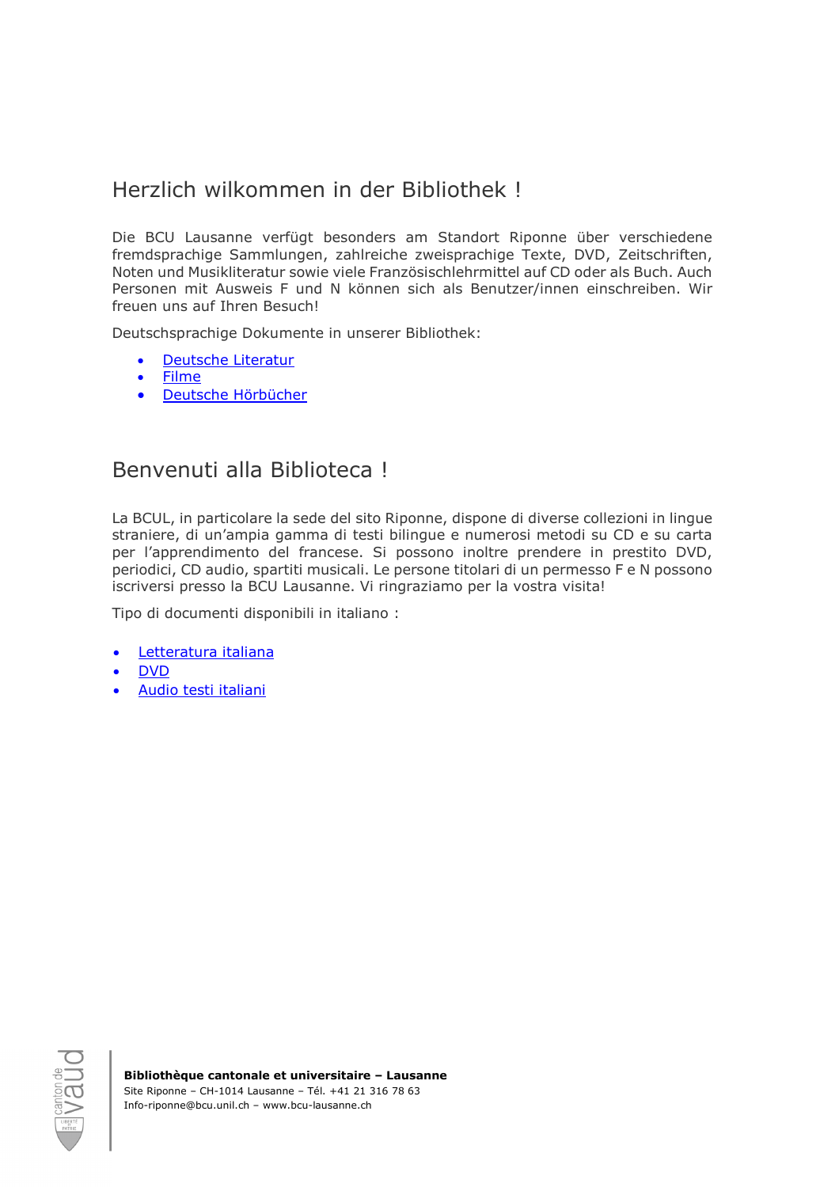## Herzlich wilkommen in der Bibliothek !

Die BCU Lausanne verfügt besonders am Standort Riponne über verschiedene fremdsprachige Sammlungen, zahlreiche zweisprachige Texte, DVD, Zeitschriften, Noten und Musikliteratur sowie viele Französischlehrmittel auf CD oder als Buch. Auch Personen mit Ausweis F und N können sich als Benutzer/innen einschreiben. Wir freuen uns auf Ihren Besuch!

Deutschsprachige Dokumente in unserer Bibliothek:

- Deutsche Literatur
- Filme
- Deutsche Hörbücher

## Benvenuti alla Biblioteca !

La BCUL, in particolare la sede del sito Riponne, dispone di diverse collezioni in lingue straniere, di un'ampia gamma di testi bilingue e numerosi metodi su CD e su carta per l'apprendimento del francese. Si possono inoltre prendere in prestito DVD, periodici, CD audio, spartiti musicali. Le persone titolari di un permesso F e N possono iscriversi presso la BCU Lausanne. Vi ringraziamo per la vostra visita!

Tipo di documenti disponibili in italiano :

- Letteratura italiana
- DVD
- Audio testi italiani

**Bibliothèque cantonale et universitaire – Lausanne**
Site Riponne – CH-1014 Lausanne – Tél. +41 21 316 78 63
Info-riponne@bcu.unil.ch – www.bcu-lausanne.ch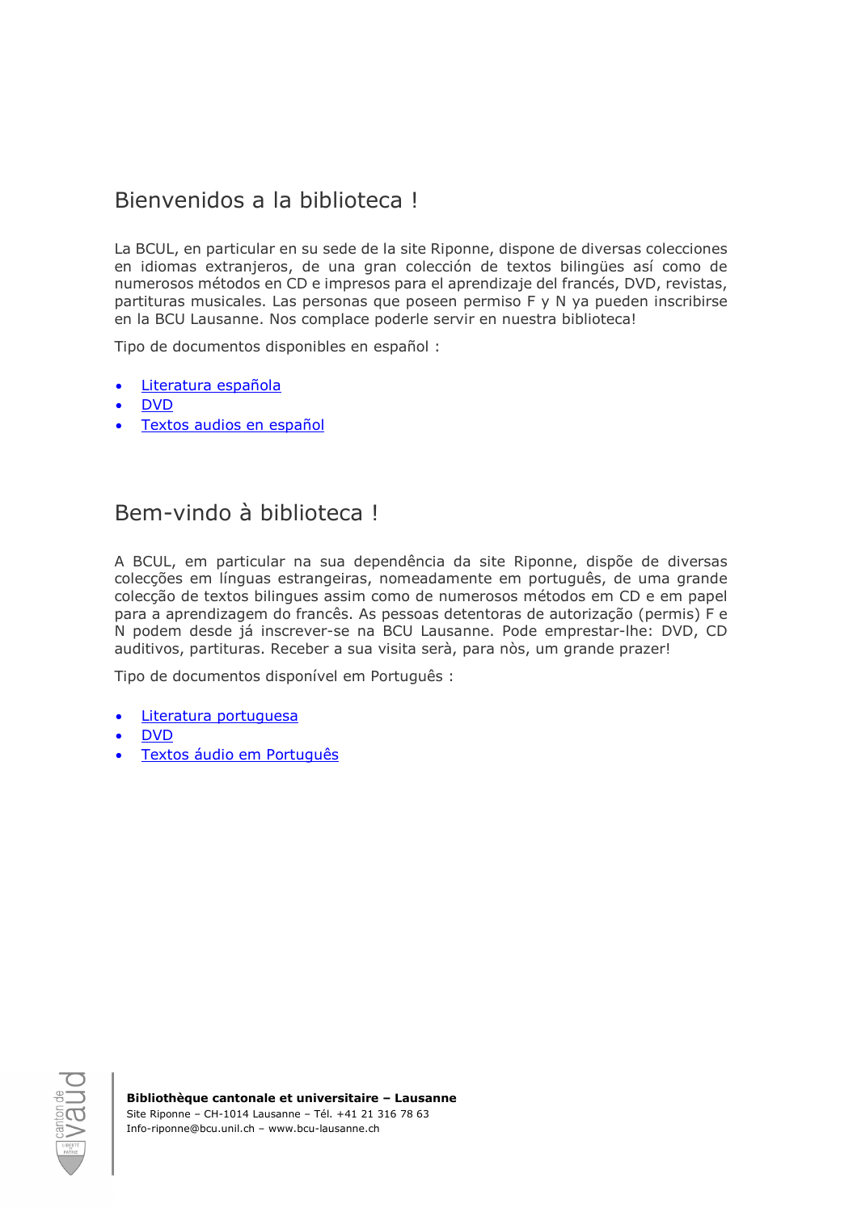## Bienvenidos a la biblioteca !

La BCUL, en particular en su sede de la site Riponne, dispone de diversas colecciones en idiomas extranjeros, de una gran colección de textos bilingües así como de numerosos métodos en CD e impresos para el aprendizaje del francés, DVD, revistas, partituras musicales. Las personas que poseen permiso F y N ya pueden inscribirse en la BCU Lausanne. Nos complace poderle servir en nuestra biblioteca!

Tipo de documentos disponibles en español :

- Literatura española
- DVD
- Textos audios en español

## Bem-vindo à biblioteca !

A BCUL, em particular na sua dependência da site Riponne, dispõe de diversas colecções em línguas estrangeiras, nomeadamente em português, de uma grande colecção de textos bilingues assim como de numerosos métodos em CD e em papel para a aprendizagem do francês. As pessoas detentoras de autorização (permis) F e N podem desde já inscrever-se na BCU Lausanne. Pode emprestar-lhe: DVD, CD auditivos, partituras. Receber a sua visita serà, para nòs, um grande prazer!

Tipo de documentos disponível em Português :

- Literatura portuguesa
- DVD
- Textos áudio em Português

**Bibliothèque cantonale et universitaire – Lausanne**
Site Riponne – CH-1014 Lausanne – Tél. +41 21 316 78 63
Info-riponne@bcu.unil.ch – www.bcu-lausanne.ch